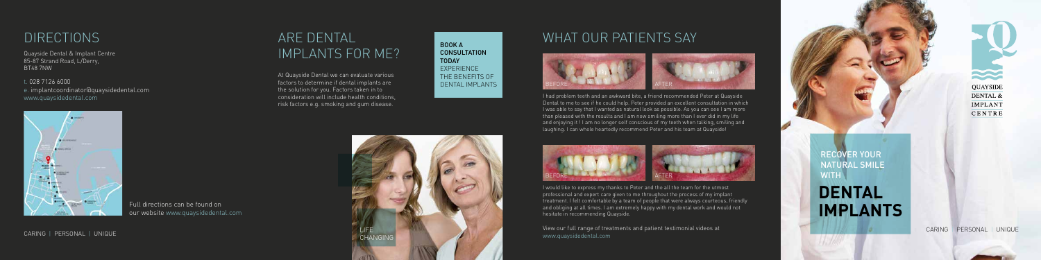## DIRECTIONS

Quayside Dental & Implant Centre
85-87 Strand Road, L/Derry,
BT48 7NW

t. 028 7126 6000
e. implantcoordinator@quaysidedental.com
www.quaysidedental.com

Full directions can be found on our website www.quaysidedental.com

CARING | PERSONAL | UNIQUE

## ARE DENTAL IMPLANTS FOR ME?

At Quayside Dental we can evaluate various factors to determine if dental implants are the solution for you. Factors taken in to consideration will include health conditions, risk factors e.g. smoking and gum disease.

**BOOK A CONSULTATION TODAY**
EXPERIENCE THE BENEFITS OF DENTAL IMPLANTS

LIFE CHANGING

## WHAT OUR PATIENTS SAY

BEFORE AFTER

I had problem teeth and an awkward bite, a friend recommended Peter at Quayside Dental to me to see if he could help. Peter provided an excellent consultation in which I was able to say that I wanted as natural look as possible. As you can see I am more than pleased with the results and I am now smiling more than I ever did in my life and enjoying it ! I am no longer self conscious of my teeth when talking, smiling and laughing. I can whole heartedly recommend Peter and his team at Quayside!

BEFORE AFTER

I would like to express my thanks to Peter and the all the team for the utmost professional and expert care given to me throughout the process of my implant treatment. I felt comfortable by a team of people that were always courteous, friendly and obliging at all times. I am extremely happy with my dental work and would not hesitate in recommending Quayside.

View our full range of treatments and patient testimonial videos at www.quaysidedental.com

QUAYSIDE DENTAL & IMPLANT CENTRE

RECOVER YOUR NATURAL SMILE WITH

# DENTAL IMPLANTS

CARING | PERSONAL | UNIQUE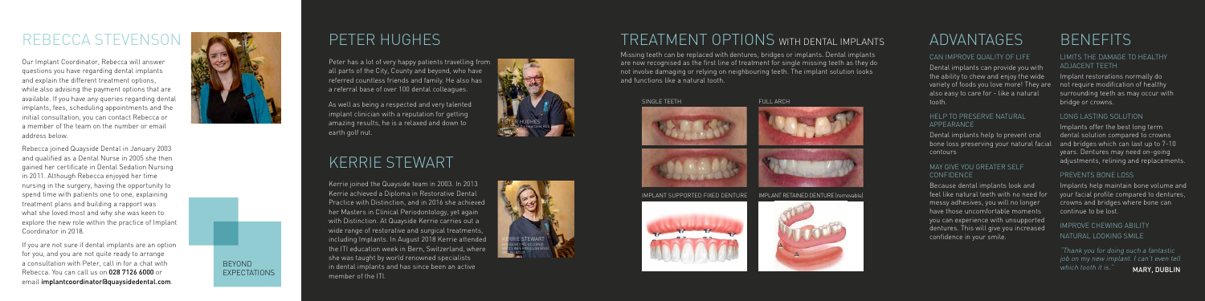## REBECCA STEVENSON

Our Implant Coordinator, Rebecca will answer questions you have regarding dental implants and explain the different treatment options, while also advising the payment options that are available. If you have any queries regarding dental implants, fees, scheduling appointments and the initial consultation, you can contact Rebecca or a member of the team on the number or email address below.

Rebecca joined Quayside Dental in January 2003 and qualified as a Dental Nurse in 2005 she then gained her certificate in Dental Sedation Nursing in 2011. Although Rebecca enjoyed her time nursing in the surgery, having the opportunity to spend time with patients one to one, explaining treatment plans and building a rapport was what she loved most and why she was keen to explore the new role within the practice of Implant Coordinator in 2018.

If you are not sure if dental implants are an option for you, and you are not quite ready to arrange a consultation with Peter, call in for a chat with Rebecca. You can call us on **028 7126 6000** or email **implantcoordinator@quaysidedental.com**.

BEYOND EXPECTATIONS

## PETER HUGHES

Peter has a lot of very happy patients travelling from all parts of the City, County and beyond, who have referred countless friends and family. He also has a referral base of over 100 dental colleagues.

As well as being a respected and very talented implant clinician with a reputation for getting amazing results, he is a relaxed and down to earth golf nut.

## KERRIE STEWART

Kerrie joined the Quayside team in 2003. In 2013 Kerrie achieved a Diploma in Restorative Dental Practice with Distinction, and in 2016 she achieved her Masters in Clinical Periodontology, yet again with Distinction. At Quayside Kerrie carries out a wide range of restorative and surgical treatments, including Implants. In August 2018 Kerrie attended the ITI education week in Bern, Switzerland, where she was taught by world renowned specialists in dental implants and has since been an active member of the ITI.

## TREATMENT OPTIONS WITH DENTAL IMPLANTS

Missing teeth can be replaced with dentures, bridges or implants. Dental implants are now recognised as the first line of treatment for single missing teeth as they do not involve damaging or relying on neighbouring teeth. The implant solution looks and functions like a natural tooth.

SINGLE TEETH

FULL ARCH

IMPLANT SUPPORTED FIXED DENTURE

IMPLANT RETAINED DENTURE (removable)

## ADVANTAGES

### CAN IMPROVE QUALITY OF LIFE

Dental implants can provide you with the ability to chew and enjoy the wide variety of foods you love more! They are also easy to care for - like a natural tooth.

### HELP TO PRESERVE NATURAL APPEARANCE

Dental implants help to prevent oral bone loss preserving your natural facial contours

### MAY GIVE YOU GREATER SELF CONFIDENCE

Because dental implants look and feel like natural teeth with no need for messy adhesives, you will no longer have those uncomfortable moments you can experience with unsupported dentures. This will give you increased confidence in your smile.

## BENEFITS

### LIMITS THE DAMAGE TO HEALTHY ADJACENT TEETH

Implant restorations normally do not require modification of healthy surrounding teeth as may occur with bridge or crowns.

### LONG LASTING SOLUTION

Implants offer the best long term dental solution compared to crowns and bridges which can last up to 7-10 years. Dentures may need on-going adjustments, relining and replacements.

### PREVENTS BONE LOSS

Implants help maintain bone volume and your facial profile compared to dentures, crowns and bridges where bone can continue to be lost.

### IMPROVE CHEWING ABILITY NATURAL LOOKING SMILE

*"Thank you for doing such a fantastic job on my new implant. I can't even tell which tooth it is."* **MARY, DUBLIN**